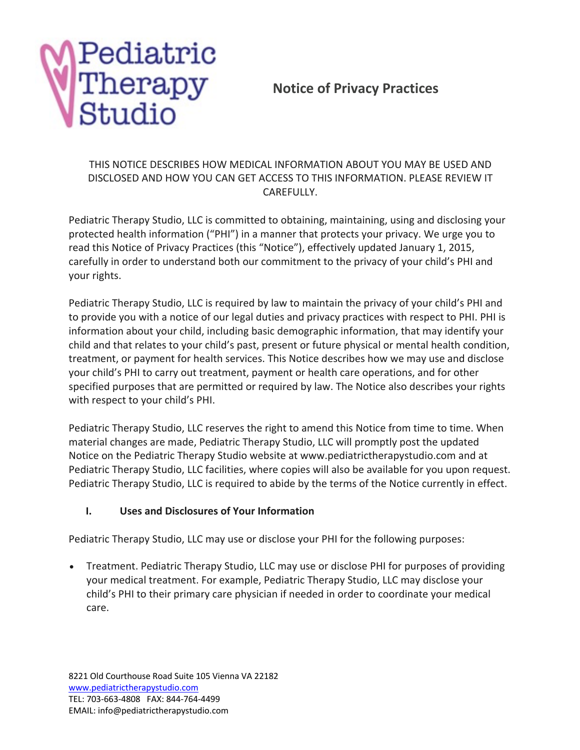Pediatric Therapy Studio

# Notice of Privacy Practices

THIS NOTICE DESCRIBES HOW MEDICAL INFORMATION ABOUT YOU MAY BE USED AND DISCLOSED AND HOW YOU CAN GET ACCESS TO THIS INFORMATION. PLEASE REVIEW IT CAREFULLY.

Pediatric Therapy Studio, LLC is committed to obtaining, maintaining, using and disclosing your protected health information ("PHI") in a manner that protects your privacy. We urge you to read this Notice of Privacy Practices (this "Notice"), effectively updated January 1, 2015, carefully in order to understand both our commitment to the privacy of your child's PHI and your rights.

Pediatric Therapy Studio, LLC is required by law to maintain the privacy of your child's PHI and to provide you with a notice of our legal duties and privacy practices with respect to PHI. PHI is information about your child, including basic demographic information, that may identify your child and that relates to your child's past, present or future physical or mental health condition, treatment, or payment for health services. This Notice describes how we may use and disclose your child's PHI to carry out treatment, payment or health care operations, and for other specified purposes that are permitted or required by law. The Notice also describes your rights with respect to your child's PHI.

Pediatric Therapy Studio, LLC reserves the right to amend this Notice from time to time. When material changes are made, Pediatric Therapy Studio, LLC will promptly post the updated Notice on the Pediatric Therapy Studio website at www.pediatrictherapystudio.com and at Pediatric Therapy Studio, LLC facilities, where copies will also be available for you upon request. Pediatric Therapy Studio, LLC is required to abide by the terms of the Notice currently in effect.

## I. Uses and Disclosures of Your Information

Pediatric Therapy Studio, LLC may use or disclose your PHI for the following purposes:

- Treatment. Pediatric Therapy Studio, LLC may use or disclose PHI for purposes of providing your medical treatment. For example, Pediatric Therapy Studio, LLC may disclose your child's PHI to their primary care physician if needed in order to coordinate your medical care.

8221 Old Courthouse Road Suite 105 Vienna VA 22182
www.pediatrictherapystudio.com
TEL: 703-663-4808 FAX: 844-764-4499
EMAIL: info@pediatrictherapystudio.com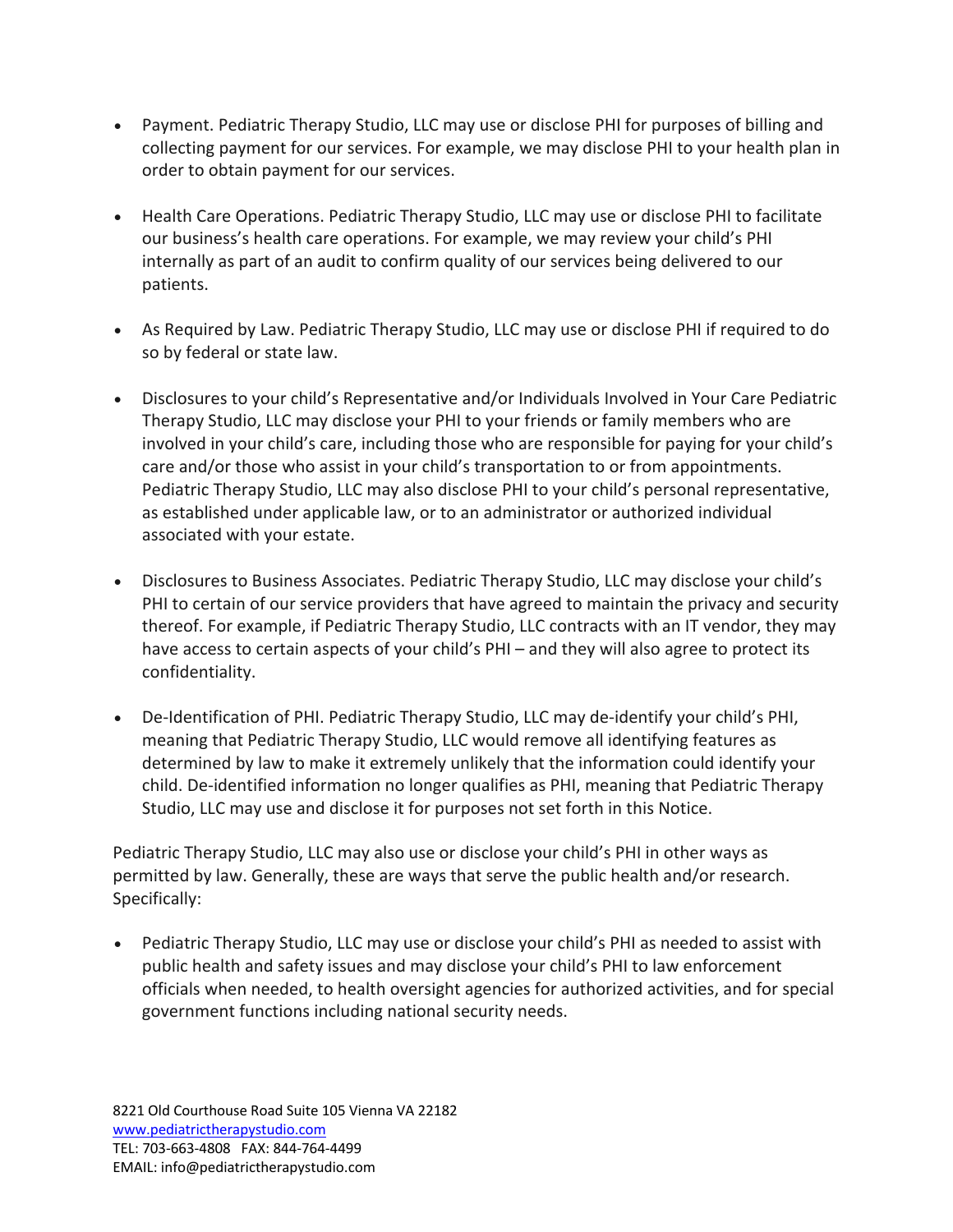- Payment. Pediatric Therapy Studio, LLC may use or disclose PHI for purposes of billing and collecting payment for our services. For example, we may disclose PHI to your health plan in order to obtain payment for our services.

- Health Care Operations. Pediatric Therapy Studio, LLC may use or disclose PHI to facilitate our business's health care operations. For example, we may review your child's PHI internally as part of an audit to confirm quality of our services being delivered to our patients.

- As Required by Law. Pediatric Therapy Studio, LLC may use or disclose PHI if required to do so by federal or state law.

- Disclosures to your child's Representative and/or Individuals Involved in Your Care Pediatric Therapy Studio, LLC may disclose your PHI to your friends or family members who are involved in your child's care, including those who are responsible for paying for your child's care and/or those who assist in your child's transportation to or from appointments. Pediatric Therapy Studio, LLC may also disclose PHI to your child's personal representative, as established under applicable law, or to an administrator or authorized individual associated with your estate.

- Disclosures to Business Associates. Pediatric Therapy Studio, LLC may disclose your child's PHI to certain of our service providers that have agreed to maintain the privacy and security thereof. For example, if Pediatric Therapy Studio, LLC contracts with an IT vendor, they may have access to certain aspects of your child's PHI – and they will also agree to protect its confidentiality.

- De-Identification of PHI. Pediatric Therapy Studio, LLC may de-identify your child's PHI, meaning that Pediatric Therapy Studio, LLC would remove all identifying features as determined by law to make it extremely unlikely that the information could identify your child. De-identified information no longer qualifies as PHI, meaning that Pediatric Therapy Studio, LLC may use and disclose it for purposes not set forth in this Notice.

Pediatric Therapy Studio, LLC may also use or disclose your child's PHI in other ways as permitted by law. Generally, these are ways that serve the public health and/or research. Specifically:

- Pediatric Therapy Studio, LLC may use or disclose your child's PHI as needed to assist with public health and safety issues and may disclose your child's PHI to law enforcement officials when needed, to health oversight agencies for authorized activities, and for special government functions including national security needs.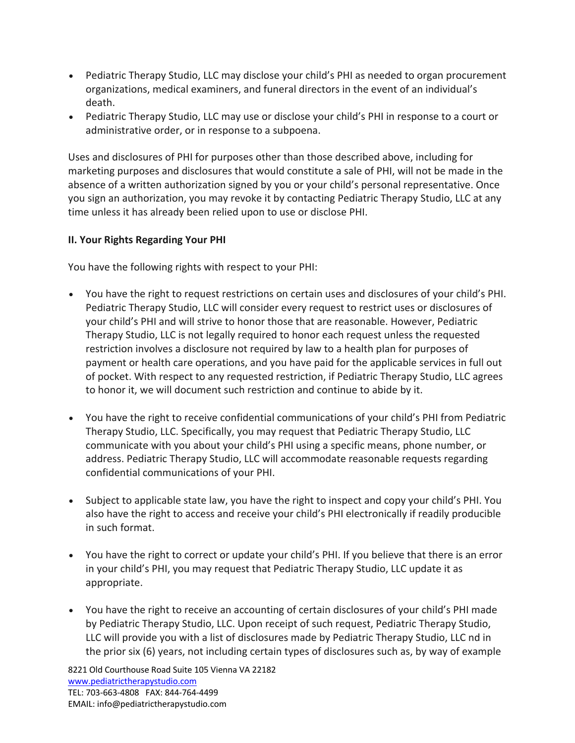- Pediatric Therapy Studio, LLC may disclose your child's PHI as needed to organ procurement organizations, medical examiners, and funeral directors in the event of an individual's death.
- Pediatric Therapy Studio, LLC may use or disclose your child's PHI in response to a court or administrative order, or in response to a subpoena.

Uses and disclosures of PHI for purposes other than those described above, including for marketing purposes and disclosures that would constitute a sale of PHI, will not be made in the absence of a written authorization signed by you or your child's personal representative. Once you sign an authorization, you may revoke it by contacting Pediatric Therapy Studio, LLC at any time unless it has already been relied upon to use or disclose PHI.

**II. Your Rights Regarding Your PHI**

You have the following rights with respect to your PHI:

- You have the right to request restrictions on certain uses and disclosures of your child's PHI. Pediatric Therapy Studio, LLC will consider every request to restrict uses or disclosures of your child's PHI and will strive to honor those that are reasonable. However, Pediatric Therapy Studio, LLC is not legally required to honor each request unless the requested restriction involves a disclosure not required by law to a health plan for purposes of payment or health care operations, and you have paid for the applicable services in full out of pocket. With respect to any requested restriction, if Pediatric Therapy Studio, LLC agrees to honor it, we will document such restriction and continue to abide by it.

- You have the right to receive confidential communications of your child's PHI from Pediatric Therapy Studio, LLC. Specifically, you may request that Pediatric Therapy Studio, LLC communicate with you about your child's PHI using a specific means, phone number, or address. Pediatric Therapy Studio, LLC will accommodate reasonable requests regarding confidential communications of your PHI.

- Subject to applicable state law, you have the right to inspect and copy your child's PHI. You also have the right to access and receive your child's PHI electronically if readily producible in such format.

- You have the right to correct or update your child's PHI. If you believe that there is an error in your child's PHI, you may request that Pediatric Therapy Studio, LLC update it as appropriate.

- You have the right to receive an accounting of certain disclosures of your child's PHI made by Pediatric Therapy Studio, LLC. Upon receipt of such request, Pediatric Therapy Studio, LLC will provide you with a list of disclosures made by Pediatric Therapy Studio, LLC nd in the prior six (6) years, not including certain types of disclosures such as, by way of example

8221 Old Courthouse Road Suite 105 Vienna VA 22182
www.pediatrictherapystudio.com
TEL: 703-663-4808 FAX: 844-764-4499
EMAIL: info@pediatrictherapystudio.com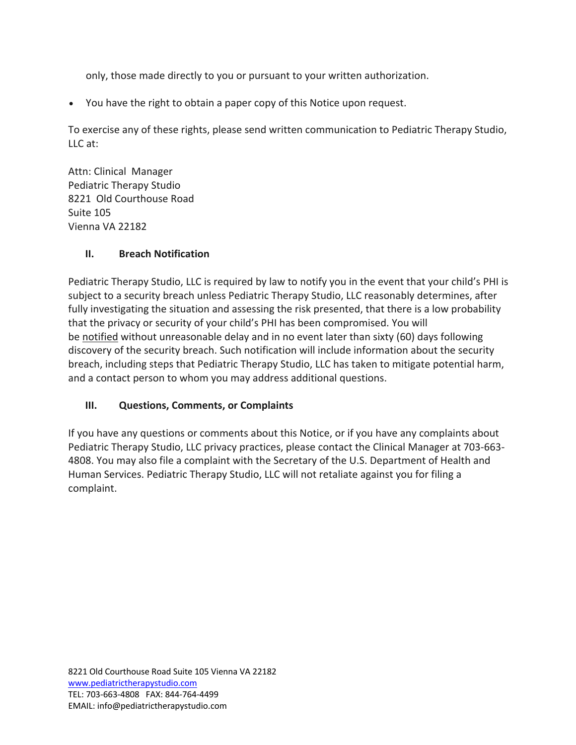only, those made directly to you or pursuant to your written authorization.

- You have the right to obtain a paper copy of this Notice upon request.

To exercise any of these rights, please send written communication to Pediatric Therapy Studio, LLC at:

Attn: Clinical Manager
Pediatric Therapy Studio
8221 Old Courthouse Road
Suite 105
Vienna VA 22182

## II. Breach Notification

Pediatric Therapy Studio, LLC is required by law to notify you in the event that your child's PHI is subject to a security breach unless Pediatric Therapy Studio, LLC reasonably determines, after fully investigating the situation and assessing the risk presented, that there is a low probability that the privacy or security of your child's PHI has been compromised. You will be notified without unreasonable delay and in no event later than sixty (60) days following discovery of the security breach. Such notification will include information about the security breach, including steps that Pediatric Therapy Studio, LLC has taken to mitigate potential harm, and a contact person to whom you may address additional questions.

## III. Questions, Comments, or Complaints

If you have any questions or comments about this Notice, or if you have any complaints about Pediatric Therapy Studio, LLC privacy practices, please contact the Clinical Manager at 703-663-4808. You may also file a complaint with the Secretary of the U.S. Department of Health and Human Services. Pediatric Therapy Studio, LLC will not retaliate against you for filing a complaint.

8221 Old Courthouse Road Suite 105 Vienna VA 22182
www.pediatrictherapystudio.com
TEL: 703-663-4808 FAX: 844-764-4499
EMAIL: info@pediatrictherapystudio.com